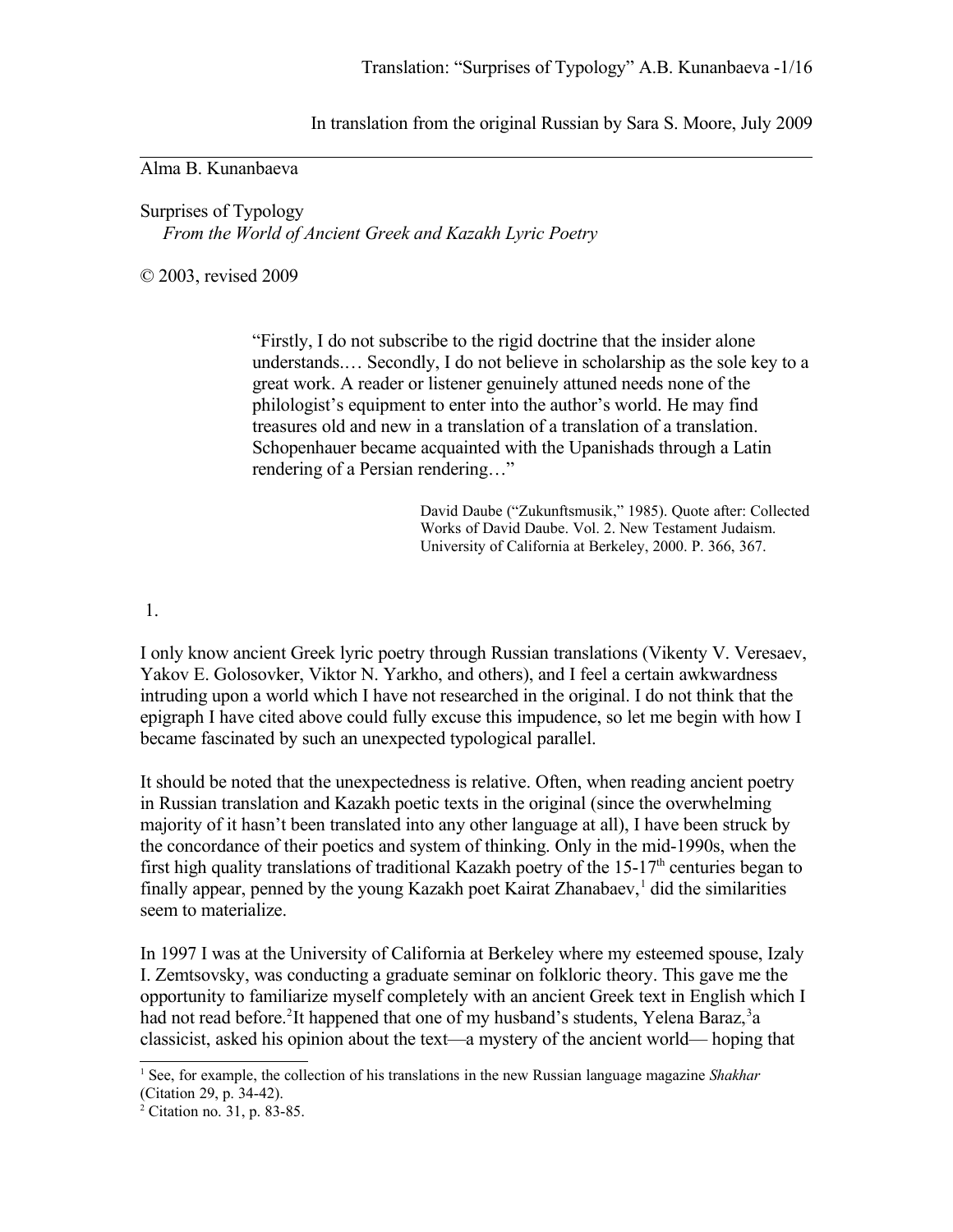In translation from the original Russian by Sara S. Moore, July 2009

Alma B. Kunanbaeva

# Surprises of Typology

*From the World of Ancient Greek and Kazakh Lyric Poetry*

© 2003, revised 2009

> "Firstly, I do not subscribe to the rigid doctrine that the insider alone understands.… Secondly, I do not believe in scholarship as the sole key to a great work. A reader or listener genuinely attuned needs none of the philologist's equipment to enter into the author's world. He may find treasures old and new in a translation of a translation of a translation. Schopenhauer became acquainted with the Upanishads through a Latin rendering of a Persian rendering…"
>
> David Daube ("Zukunftsmusik," 1985). Quote after: Collected Works of David Daube. Vol. 2. New Testament Judaism. University of California at Berkeley, 2000. P. 366, 367.

## 1.

I only know ancient Greek lyric poetry through Russian translations (Vikenty V. Veresaev, Yakov E. Golosovker, Viktor N. Yarkho, and others), and I feel a certain awkwardness intruding upon a world which I have not researched in the original. I do not think that the epigraph I have cited above could fully excuse this impudence, so let me begin with how I became fascinated by such an unexpected typological parallel.

It should be noted that the unexpectedness is relative. Often, when reading ancient poetry in Russian translation and Kazakh poetic texts in the original (since the overwhelming majority of it hasn't been translated into any other language at all), I have been struck by the concordance of their poetics and system of thinking. Only in the mid-1990s, when the first high quality translations of traditional Kazakh poetry of the 15-17th centuries began to finally appear, penned by the young Kazakh poet Kairat Zhanabaev,[1] did the similarities seem to materialize.

In 1997 I was at the University of California at Berkeley where my esteemed spouse, Izaly I. Zemtsovsky, was conducting a graduate seminar on folkloric theory. This gave me the opportunity to familiarize myself completely with an ancient Greek text in English which I had not read before.[2] It happened that one of my husband's students, Yelena Baraz,[3] a classicist, asked his opinion about the text—a mystery of the ancient world— hoping that

---

[1] See, for example, the collection of his translations in the new Russian language magazine *Shakhar* (Citation 29, p. 34-42).

[2] Citation no. 31, p. 83-85.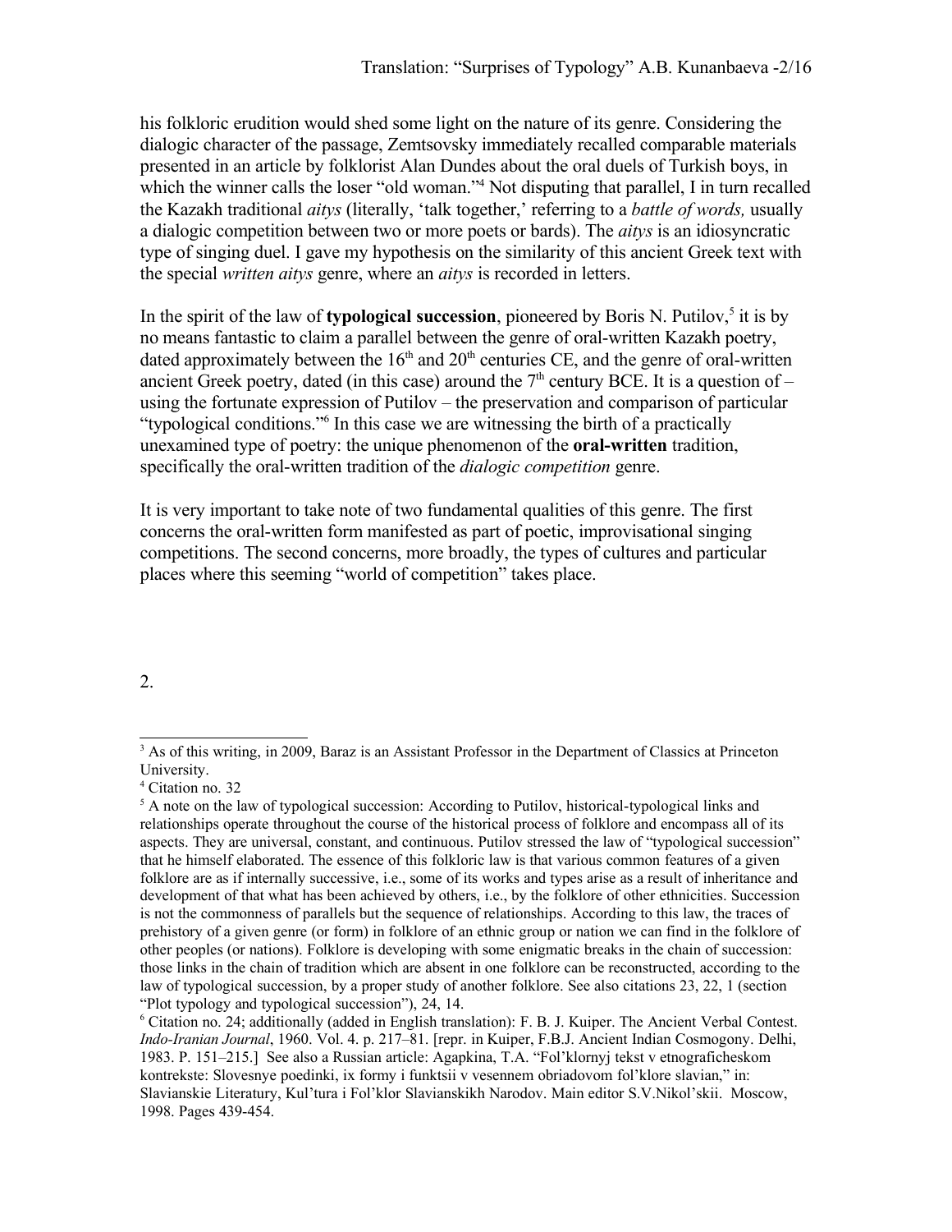his folkloric erudition would shed some light on the nature of its genre. Considering the dialogic character of the passage, Zemtsovsky immediately recalled comparable materials presented in an article by folklorist Alan Dundes about the oral duels of Turkish boys, in which the winner calls the loser "old woman."[4] Not disputing that parallel, I in turn recalled the Kazakh traditional *aitys* (literally, 'talk together,' referring to a *battle of words,* usually a dialogic competition between two or more poets or bards). The *aitys* is an idiosyncratic type of singing duel. I gave my hypothesis on the similarity of this ancient Greek text with the special *written aitys* genre, where an *aitys* is recorded in letters.

In the spirit of the law of **typological succession**, pioneered by Boris N. Putilov,[5] it is by no means fantastic to claim a parallel between the genre of oral-written Kazakh poetry, dated approximately between the 16th and 20th centuries CE, and the genre of oral-written ancient Greek poetry, dated (in this case) around the 7th century BCE. It is a question of – using the fortunate expression of Putilov – the preservation and comparison of particular "typological conditions."[6] In this case we are witnessing the birth of a practically unexamined type of poetry: the unique phenomenon of the **oral-written** tradition, specifically the oral-written tradition of the *dialogic competition* genre.

It is very important to take note of two fundamental qualities of this genre. The first concerns the oral-written form manifested as part of poetic, improvisational singing competitions. The second concerns, more broadly, the types of cultures and particular places where this seeming "world of competition" takes place.

2.

---

[3] As of this writing, in 2009, Baraz is an Assistant Professor in the Department of Classics at Princeton University.

[4] Citation no. 32

[5] A note on the law of typological succession: According to Putilov, historical-typological links and relationships operate throughout the course of the historical process of folklore and encompass all of its aspects. They are universal, constant, and continuous. Putilov stressed the law of "typological succession" that he himself elaborated. The essence of this folkloric law is that various common features of a given folklore are as if internally successive, i.e., some of its works and types arise as a result of inheritance and development of that what has been achieved by others, i.e., by the folklore of other ethnicities. Succession is not the commonness of parallels but the sequence of relationships. According to this law, the traces of prehistory of a given genre (or form) in folklore of an ethnic group or nation we can find in the folklore of other peoples (or nations). Folklore is developing with some enigmatic breaks in the chain of succession: those links in the chain of tradition which are absent in one folklore can be reconstructed, according to the law of typological succession, by a proper study of another folklore. See also citations 23, 22, 1 (section "Plot typology and typological succession"), 24, 14.

[6] Citation no. 24; additionally (added in English translation): F. B. J. Kuiper. The Ancient Verbal Contest. *Indo-Iranian Journal*, 1960. Vol. 4. p. 217–81. [repr. in Kuiper, F.B.J. Ancient Indian Cosmogony. Delhi, 1983. P. 151–215.] See also a Russian article: Agapkina, T.A. "Fol'klornyj tekst v etnograficheskom kontrekste: Slovesnye poedinki, ix formy i funktsii v vesennem obriadovom fol'klore slavian," in: Slavianskie Literatury, Kul'tura i Fol'klor Slavianskikh Narodov. Main editor S.V.Nikol'skii. Moscow, 1998. Pages 439-454.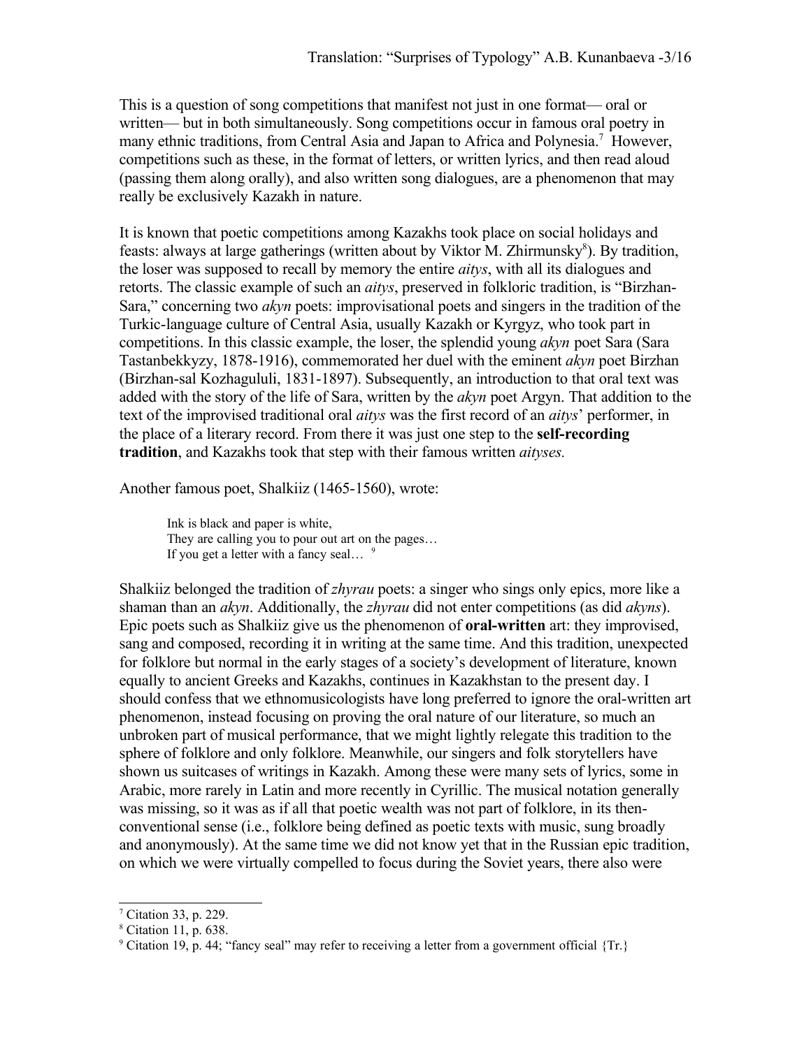This is a question of song competitions that manifest not just in one format— oral or written— but in both simultaneously. Song competitions occur in famous oral poetry in many ethnic traditions, from Central Asia and Japan to Africa and Polynesia.[7] However, competitions such as these, in the format of letters, or written lyrics, and then read aloud (passing them along orally), and also written song dialogues, are a phenomenon that may really be exclusively Kazakh in nature.

It is known that poetic competitions among Kazakhs took place on social holidays and feasts: always at large gatherings (written about by Viktor M. Zhirmunsky[8]). By tradition, the loser was supposed to recall by memory the entire *aitys*, with all its dialogues and retorts. The classic example of such an *aitys*, preserved in folkloric tradition, is "Birzhan-Sara," concerning two *akyn* poets: improvisational poets and singers in the tradition of the Turkic-language culture of Central Asia, usually Kazakh or Kyrgyz, who took part in competitions. In this classic example, the loser, the splendid young *akyn* poet Sara (Sara Tastanbekkyzy, 1878-1916), commemorated her duel with the eminent *akyn* poet Birzhan (Birzhan-sal Kozhagululi, 1831-1897). Subsequently, an introduction to that oral text was added with the story of the life of Sara, written by the *akyn* poet Argyn. That addition to the text of the improvised traditional oral *aitys* was the first record of an *aitys*' performer, in the place of a literary record. From there it was just one step to the **self-recording tradition**, and Kazakhs took that step with their famous written *aityses.*

Another famous poet, Shalkiiz (1465-1560), wrote:

> Ink is black and paper is white,
> They are calling you to pour out art on the pages…
> If you get a letter with a fancy seal… [9]

Shalkiiz belonged the tradition of *zhyrau* poets: a singer who sings only epics, more like a shaman than an *akyn*. Additionally, the *zhyrau* did not enter competitions (as did *akyns*). Epic poets such as Shalkiiz give us the phenomenon of **oral-written** art: they improvised, sang and composed, recording it in writing at the same time. And this tradition, unexpected for folklore but normal in the early stages of a society's development of literature, known equally to ancient Greeks and Kazakhs, continues in Kazakhstan to the present day. I should confess that we ethnomusicologists have long preferred to ignore the oral-written art phenomenon, instead focusing on proving the oral nature of our literature, so much an unbroken part of musical performance, that we might lightly relegate this tradition to the sphere of folklore and only folklore. Meanwhile, our singers and folk storytellers have shown us suitcases of writings in Kazakh. Among these were many sets of lyrics, some in Arabic, more rarely in Latin and more recently in Cyrillic. The musical notation generally was missing, so it was as if all that poetic wealth was not part of folklore, in its then-conventional sense (i.e., folklore being defined as poetic texts with music, sung broadly and anonymously). At the same time we did not know yet that in the Russian epic tradition, on which we were virtually compelled to focus during the Soviet years, there also were

---

[7] Citation 33, p. 229.

[8] Citation 11, p. 638.

[9] Citation 19, p. 44; "fancy seal" may refer to receiving a letter from a government official {Tr.}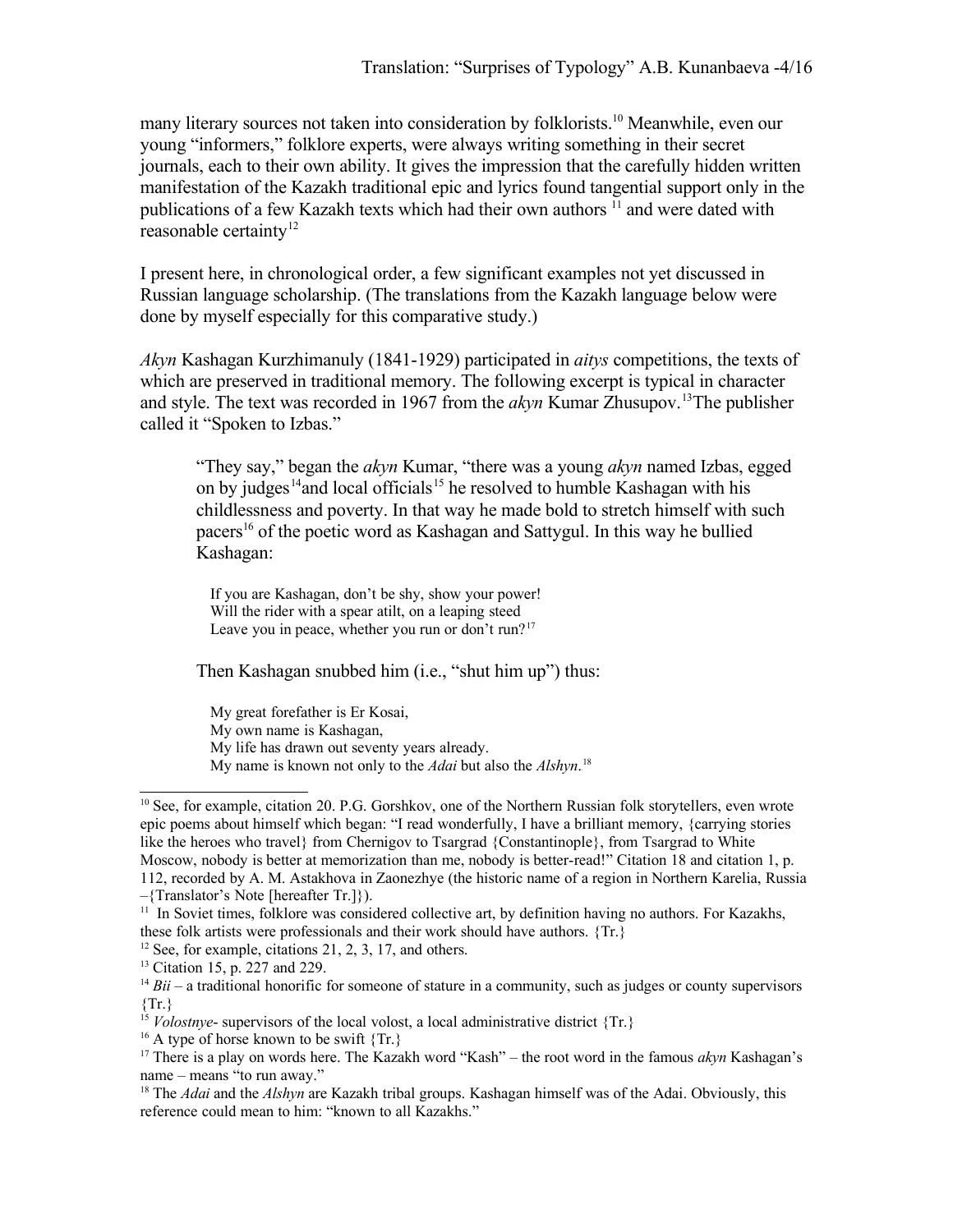many literary sources not taken into consideration by folklorists.[10] Meanwhile, even our young "informers," folklore experts, were always writing something in their secret journals, each to their own ability. It gives the impression that the carefully hidden written manifestation of the Kazakh traditional epic and lyrics found tangential support only in the publications of a few Kazakh texts which had their own authors [11] and were dated with reasonable certainty[12]

I present here, in chronological order, a few significant examples not yet discussed in Russian language scholarship. (The translations from the Kazakh language below were done by myself especially for this comparative study.)

*Akyn* Kashagan Kurzhimanuly (1841-1929) participated in *aitys* competitions, the texts of which are preserved in traditional memory. The following excerpt is typical in character and style. The text was recorded in 1967 from the *akyn* Kumar Zhusupov.[13]The publisher called it "Spoken to Izbas."

> "They say," began the *akyn* Kumar, "there was a young *akyn* named Izbas, egged on by judges[14]and local officials[15] he resolved to humble Kashagan with his childlessness and poverty. In that way he made bold to stretch himself with such pacers[16] of the poetic word as Kashagan and Sattygul. In this way he bullied Kashagan:
>
> If you are Kashagan, don't be shy, show your power!
> Will the rider with a spear atilt, on a leaping steed
> Leave you in peace, whether you run or don't run?[17]
>
> Then Kashagan snubbed him (i.e., "shut him up") thus:
>
> My great forefather is Er Kosai,
> My own name is Kashagan,
> My life has drawn out seventy years already.
> My name is known not only to the *Adai* but also the *Alshyn*.[18]

---

[10] See, for example, citation 20. P.G. Gorshkov, one of the Northern Russian folk storytellers, even wrote epic poems about himself which began: "I read wonderfully, I have a brilliant memory, {carrying stories like the heroes who travel} from Chernigov to Tsargrad {Constantinople}, from Tsargrad to White Moscow, nobody is better at memorization than me, nobody is better-read!" Citation 18 and citation 1, p. 112, recorded by A. M. Astakhova in Zaonezhye (the historic name of a region in Northern Karelia, Russia –{Translator's Note [hereafter Tr.]}).

[11] In Soviet times, folklore was considered collective art, by definition having no authors. For Kazakhs, these folk artists were professionals and their work should have authors. {Tr.}

[12] See, for example, citations 21, 2, 3, 17, and others.

[13] Citation 15, p. 227 and 229.

[14] *Bii* – a traditional honorific for someone of stature in a community, such as judges or county supervisors {Tr.}

[15] *Volostnye*- supervisors of the local volost, a local administrative district {Tr.}

[16] A type of horse known to be swift {Tr.}

[17] There is a play on words here. The Kazakh word "Kash" – the root word in the famous *akyn* Kashagan's name – means "to run away."

[18] The *Adai* and the *Alshyn* are Kazakh tribal groups. Kashagan himself was of the Adai. Obviously, this reference could mean to him: "known to all Kazakhs."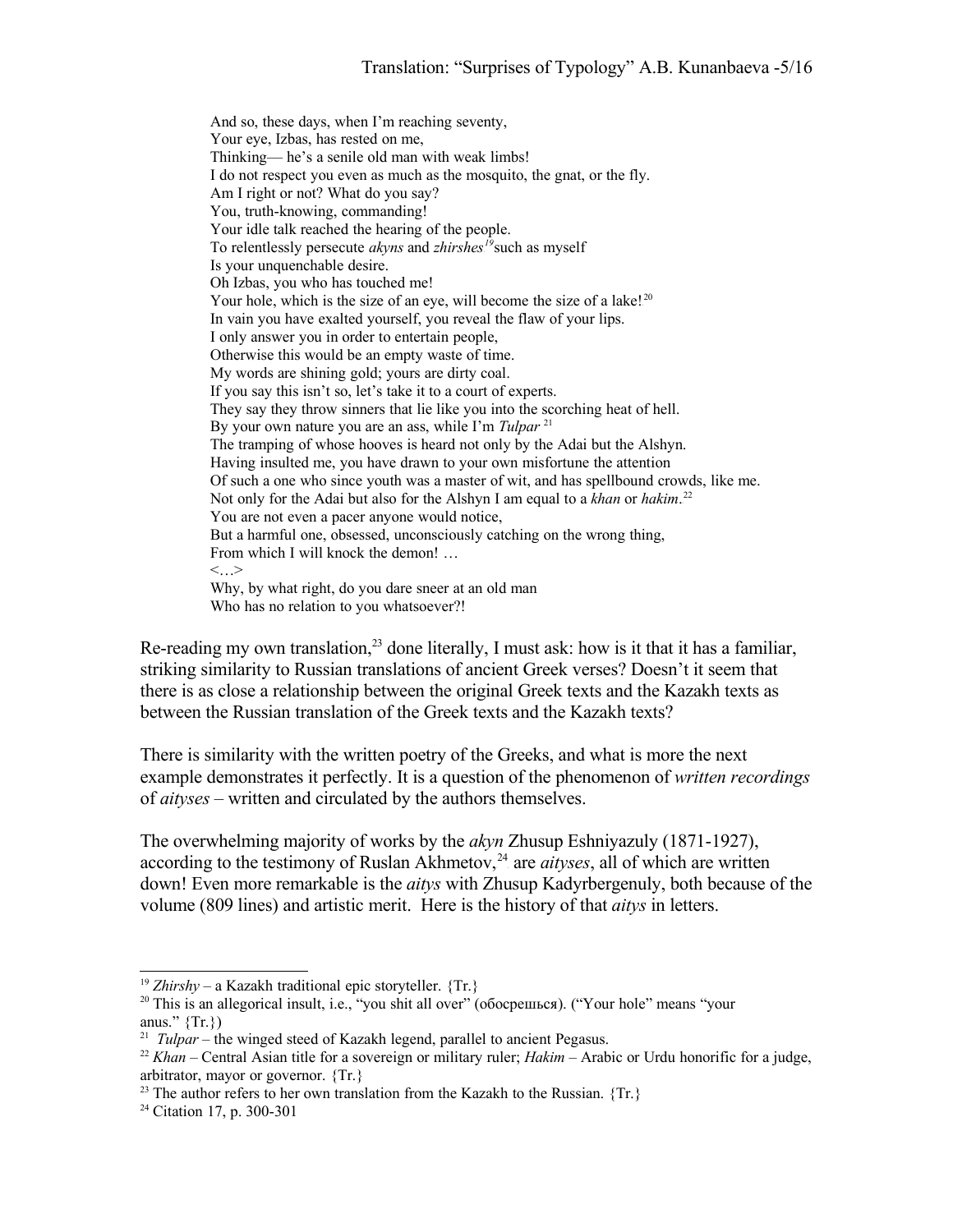And so, these days, when I'm reaching seventy,
Your eye, Izbas, has rested on me,
Thinking— he's a senile old man with weak limbs!
I do not respect you even as much as the mosquito, the gnat, or the fly.
Am I right or not? What do you say?
You, truth-knowing, commanding!
Your idle talk reached the hearing of the people.
To relentlessly persecute *akyns* and *zhirshes*[19] such as myself
Is your unquenchable desire.
Oh Izbas, you who has touched me!
Your hole, which is the size of an eye, will become the size of a lake![20]
In vain you have exalted yourself, you reveal the flaw of your lips.
I only answer you in order to entertain people,
Otherwise this would be an empty waste of time.
My words are shining gold; yours are dirty coal.
If you say this isn't so, let's take it to a court of experts.
They say they throw sinners that lie like you into the scorching heat of hell.
By your own nature you are an ass, while I'm *Tulpar* [21]
The tramping of whose hooves is heard not only by the Adai but the Alshyn.
Having insulted me, you have drawn to your own misfortune the attention
Of such a one who since youth was a master of wit, and has spellbound crowds, like me.
Not only for the Adai but also for the Alshyn I am equal to a *khan* or *hakim*.[22]
You are not even a pacer anyone would notice,
But a harmful one, obsessed, unconsciously catching on the wrong thing,
From which I will knock the demon! …
<…>
Why, by what right, do you dare sneer at an old man
Who has no relation to you whatsoever?!

Re-reading my own translation,[23] done literally, I must ask: how is it that it has a familiar, striking similarity to Russian translations of ancient Greek verses? Doesn't it seem that there is as close a relationship between the original Greek texts and the Kazakh texts as between the Russian translation of the Greek texts and the Kazakh texts?

There is similarity with the written poetry of the Greeks, and what is more the next example demonstrates it perfectly. It is a question of the phenomenon of *written recordings* of *aityses* – written and circulated by the authors themselves.

The overwhelming majority of works by the *akyn* Zhusup Eshniyazuly (1871-1927), according to the testimony of Ruslan Akhmetov,[24] are *aityses*, all of which are written down! Even more remarkable is the *aitys* with Zhusup Kadyrbergenuly, both because of the volume (809 lines) and artistic merit. Here is the history of that *aitys* in letters.

---

[19] *Zhirshy* – a Kazakh traditional epic storyteller. {Tr.}

[20] This is an allegorical insult, i.e., "you shit all over" (обосрешься). ("Your hole" means "your anus." {Tr.})

[21] *Tulpar* – the winged steed of Kazakh legend, parallel to ancient Pegasus.

[22] *Khan* – Central Asian title for a sovereign or military ruler; *Hakim* – Arabic or Urdu honorific for a judge, arbitrator, mayor or governor. {Tr.}

[23] The author refers to her own translation from the Kazakh to the Russian. {Tr.}

[24] Citation 17, p. 300-301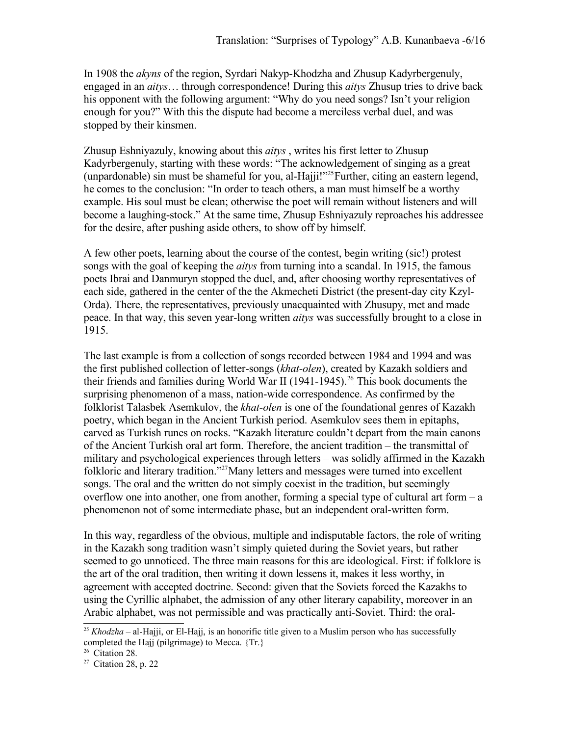In 1908 the *akyns* of the region, Syrdari Nakyp-Khodzha and Zhusup Kadyrbergenuly, engaged in an *aitys*… through correspondence! During this *aitys* Zhusup tries to drive back his opponent with the following argument: "Why do you need songs? Isn't your religion enough for you?" With this the dispute had become a merciless verbal duel, and was stopped by their kinsmen.

Zhusup Eshniyazuly, knowing about this *aitys* , writes his first letter to Zhusup Kadyrbergenuly, starting with these words: "The acknowledgement of singing as a great (unpardonable) sin must be shameful for you, al-Hajji!"[25] Further, citing an eastern legend, he comes to the conclusion: "In order to teach others, a man must himself be a worthy example. His soul must be clean; otherwise the poet will remain without listeners and will become a laughing-stock." At the same time, Zhusup Eshniyazuly reproaches his addressee for the desire, after pushing aside others, to show off by himself.

A few other poets, learning about the course of the contest, begin writing (sic!) protest songs with the goal of keeping the *aitys* from turning into a scandal. In 1915, the famous poets Ibrai and Danmuryn stopped the duel, and, after choosing worthy representatives of each side, gathered in the center of the the Akmecheti District (the present-day city Kzyl-Orda). There, the representatives, previously unacquainted with Zhusupy, met and made peace. In that way, this seven year-long written *aitys* was successfully brought to a close in 1915.

The last example is from a collection of songs recorded between 1984 and 1994 and was the first published collection of letter-songs (*khat-olen*), created by Kazakh soldiers and their friends and families during World War II (1941-1945).[26] This book documents the surprising phenomenon of a mass, nation-wide correspondence. As confirmed by the folklorist Talasbek Asemkulov, the *khat-olen* is one of the foundational genres of Kazakh poetry, which began in the Ancient Turkish period. Asemkulov sees them in epitaphs, carved as Turkish runes on rocks. "Kazakh literature couldn't depart from the main canons of the Ancient Turkish oral art form. Therefore, the ancient tradition – the transmittal of military and psychological experiences through letters – was solidly affirmed in the Kazakh folkloric and literary tradition."[27] Many letters and messages were turned into excellent songs. The oral and the written do not simply coexist in the tradition, but seemingly overflow one into another, one from another, forming a special type of cultural art form – a phenomenon not of some intermediate phase, but an independent oral-written form.

In this way, regardless of the obvious, multiple and indisputable factors, the role of writing in the Kazakh song tradition wasn't simply quieted during the Soviet years, but rather seemed to go unnoticed. The three main reasons for this are ideological. First: if folklore is the art of the oral tradition, then writing it down lessens it, makes it less worthy, in agreement with accepted doctrine. Second: given that the Soviets forced the Kazakhs to using the Cyrillic alphabet, the admission of any other literary capability, moreover in an Arabic alphabet, was not permissible and was practically anti-Soviet. Third: the oral-

---

[25] *Khodzha* – al-Hajji, or El-Hajj, is an honorific title given to a Muslim person who has successfully completed the Hajj (pilgrimage) to Mecca. {Tr.}

[26] Citation 28.

[27] Citation 28, p. 22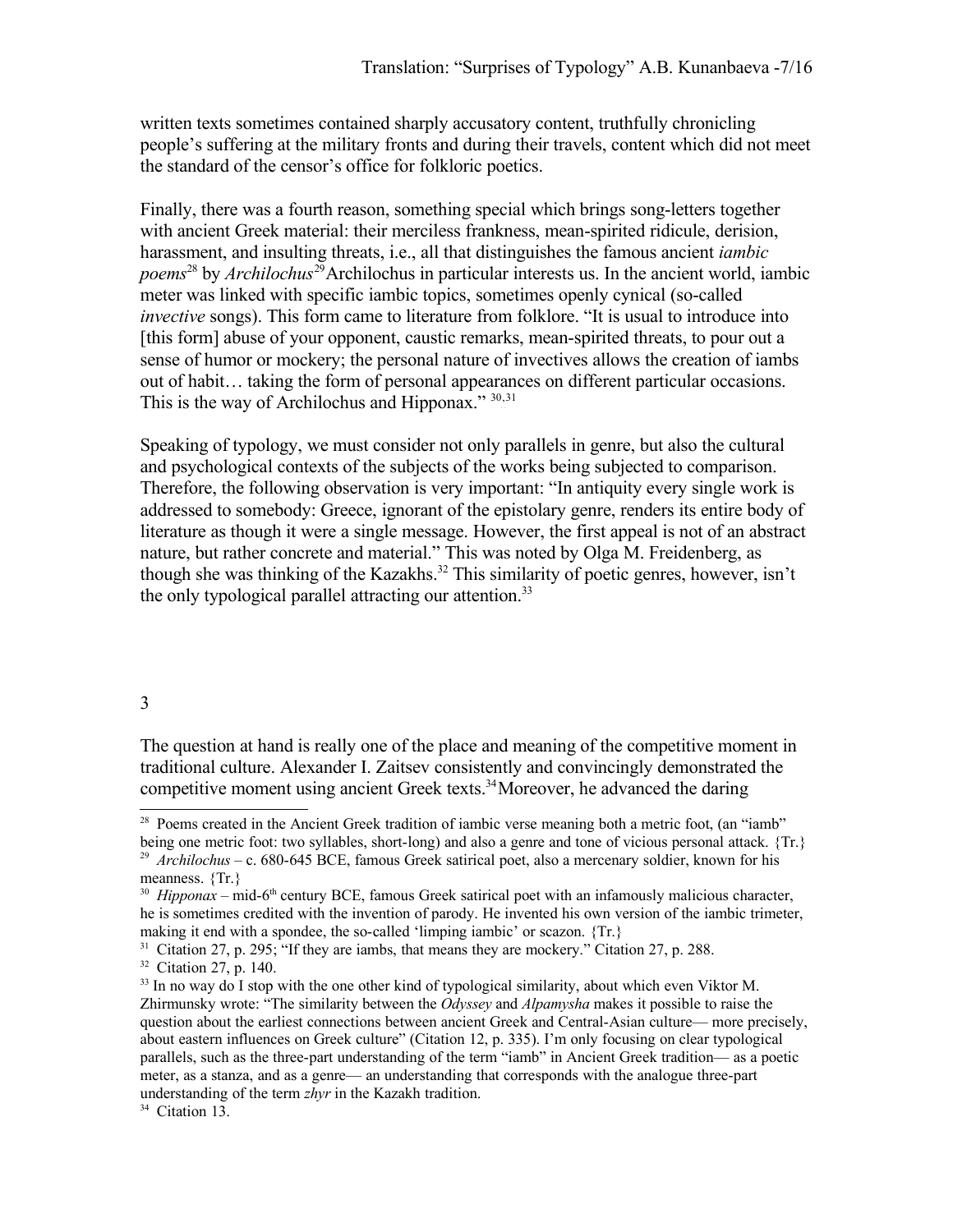written texts sometimes contained sharply accusatory content, truthfully chronicling people's suffering at the military fronts and during their travels, content which did not meet the standard of the censor's office for folkloric poetics.

Finally, there was a fourth reason, something special which brings song-letters together with ancient Greek material: their merciless frankness, mean-spirited ridicule, derision, harassment, and insulting threats, i.e., all that distinguishes the famous ancient *iambic poems*[28] by *Archilochus*[29] Archilochus in particular interests us. In the ancient world, iambic meter was linked with specific iambic topics, sometimes openly cynical (so-called *invective* songs). This form came to literature from folklore. "It is usual to introduce into [this form] abuse of your opponent, caustic remarks, mean-spirited threats, to pour out a sense of humor or mockery; the personal nature of invectives allows the creation of iambs out of habit… taking the form of personal appearances on different particular occasions. This is the way of Archilochus and Hipponax." [30,31]

Speaking of typology, we must consider not only parallels in genre, but also the cultural and psychological contexts of the subjects of the works being subjected to comparison. Therefore, the following observation is very important: "In antiquity every single work is addressed to somebody: Greece, ignorant of the epistolary genre, renders its entire body of literature as though it were a single message. However, the first appeal is not of an abstract nature, but rather concrete and material." This was noted by Olga M. Freidenberg, as though she was thinking of the Kazakhs.[32] This similarity of poetic genres, however, isn't the only typological parallel attracting our attention.[33]

## 3

The question at hand is really one of the place and meaning of the competitive moment in traditional culture. Alexander I. Zaitsev consistently and convincingly demonstrated the competitive moment using ancient Greek texts.[34] Moreover, he advanced the daring

---

[28] Poems created in the Ancient Greek tradition of iambic verse meaning both a metric foot, (an "iamb" being one metric foot: two syllables, short-long) and also a genre and tone of vicious personal attack. {Tr.}

[29] *Archilochus* – c. 680-645 BCE, famous Greek satirical poet, also a mercenary soldier, known for his meanness. {Tr.}

[30] *Hipponax* – mid-6th century BCE, famous Greek satirical poet with an infamously malicious character, he is sometimes credited with the invention of parody. He invented his own version of the iambic trimeter, making it end with a spondee, the so-called 'limping iambic' or scazon. {Tr.}

[31] Citation 27, p. 295; "If they are iambs, that means they are mockery." Citation 27, p. 288.

[32] Citation 27, p. 140.

[33] In no way do I stop with the one other kind of typological similarity, about which even Viktor M. Zhirmunsky wrote: "The similarity between the *Odyssey* and *Alpamysha* makes it possible to raise the question about the earliest connections between ancient Greek and Central-Asian culture— more precisely, about eastern influences on Greek culture" (Citation 12, p. 335). I'm only focusing on clear typological parallels, such as the three-part understanding of the term "iamb" in Ancient Greek tradition— as a poetic meter, as a stanza, and as a genre— an understanding that corresponds with the analogue three-part understanding of the term *zhyr* in the Kazakh tradition.

[34] Citation 13.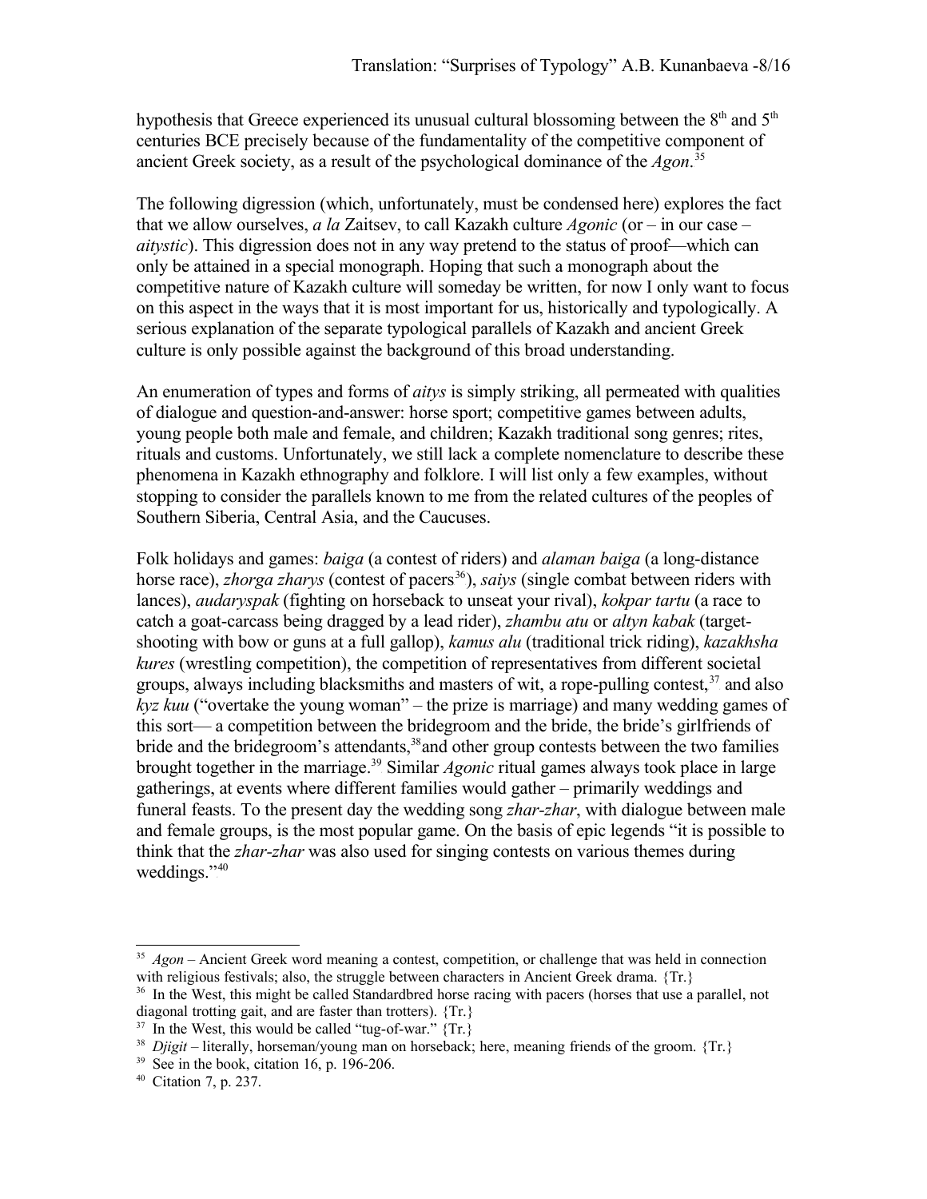hypothesis that Greece experienced its unusual cultural blossoming between the 8th and 5th centuries BCE precisely because of the fundamentality of the competitive component of ancient Greek society, as a result of the psychological dominance of the *Agon*.[35]

The following digression (which, unfortunately, must be condensed here) explores the fact that we allow ourselves, *a la* Zaitsev, to call Kazakh culture *Agonic* (or – in our case – *aitystic*). This digression does not in any way pretend to the status of proof—which can only be attained in a special monograph. Hoping that such a monograph about the competitive nature of Kazakh culture will someday be written, for now I only want to focus on this aspect in the ways that it is most important for us, historically and typologically. A serious explanation of the separate typological parallels of Kazakh and ancient Greek culture is only possible against the background of this broad understanding.

An enumeration of types and forms of *aitys* is simply striking, all permeated with qualities of dialogue and question-and-answer: horse sport; competitive games between adults, young people both male and female, and children; Kazakh traditional song genres; rites, rituals and customs. Unfortunately, we still lack a complete nomenclature to describe these phenomena in Kazakh ethnography and folklore. I will list only a few examples, without stopping to consider the parallels known to me from the related cultures of the peoples of Southern Siberia, Central Asia, and the Caucuses.

Folk holidays and games: *baiga* (a contest of riders) and *alaman baiga* (a long-distance horse race), *zhorga zharys* (contest of pacers[36]), *saiys* (single combat between riders with lances), *audaryspak* (fighting on horseback to unseat your rival), *kokpar tartu* (a race to catch a goat-carcass being dragged by a lead rider), *zhambu atu* or *altyn kabak* (target-shooting with bow or guns at a full gallop), *kamus alu* (traditional trick riding), *kazakhsha kures* (wrestling competition), the competition of representatives from different societal groups, always including blacksmiths and masters of wit, a rope-pulling contest,[37] and also *kyz kuu* ("overtake the young woman" – the prize is marriage) and many wedding games of this sort— a competition between the bridegroom and the bride, the bride's girlfriends of bride and the bridegroom's attendants,[38] and other group contests between the two families brought together in the marriage.[39] Similar *Agonic* ritual games always took place in large gatherings, at events where different families would gather – primarily weddings and funeral feasts. To the present day the wedding song *zhar-zhar*, with dialogue between male and female groups, is the most popular game. On the basis of epic legends "it is possible to think that the *zhar-zhar* was also used for singing contests on various themes during weddings."[40]

---

[35] *Agon* – Ancient Greek word meaning a contest, competition, or challenge that was held in connection with religious festivals; also, the struggle between characters in Ancient Greek drama. {Tr.}

[36] In the West, this might be called Standardbred horse racing with pacers (horses that use a parallel, not diagonal trotting gait, and are faster than trotters). {Tr.}

[37] In the West, this would be called "tug-of-war." {Tr.}

[38] *Djigit* – literally, horseman/young man on horseback; here, meaning friends of the groom. {Tr.}

[39] See in the book, citation 16, p. 196-206.

[40] Citation 7, p. 237.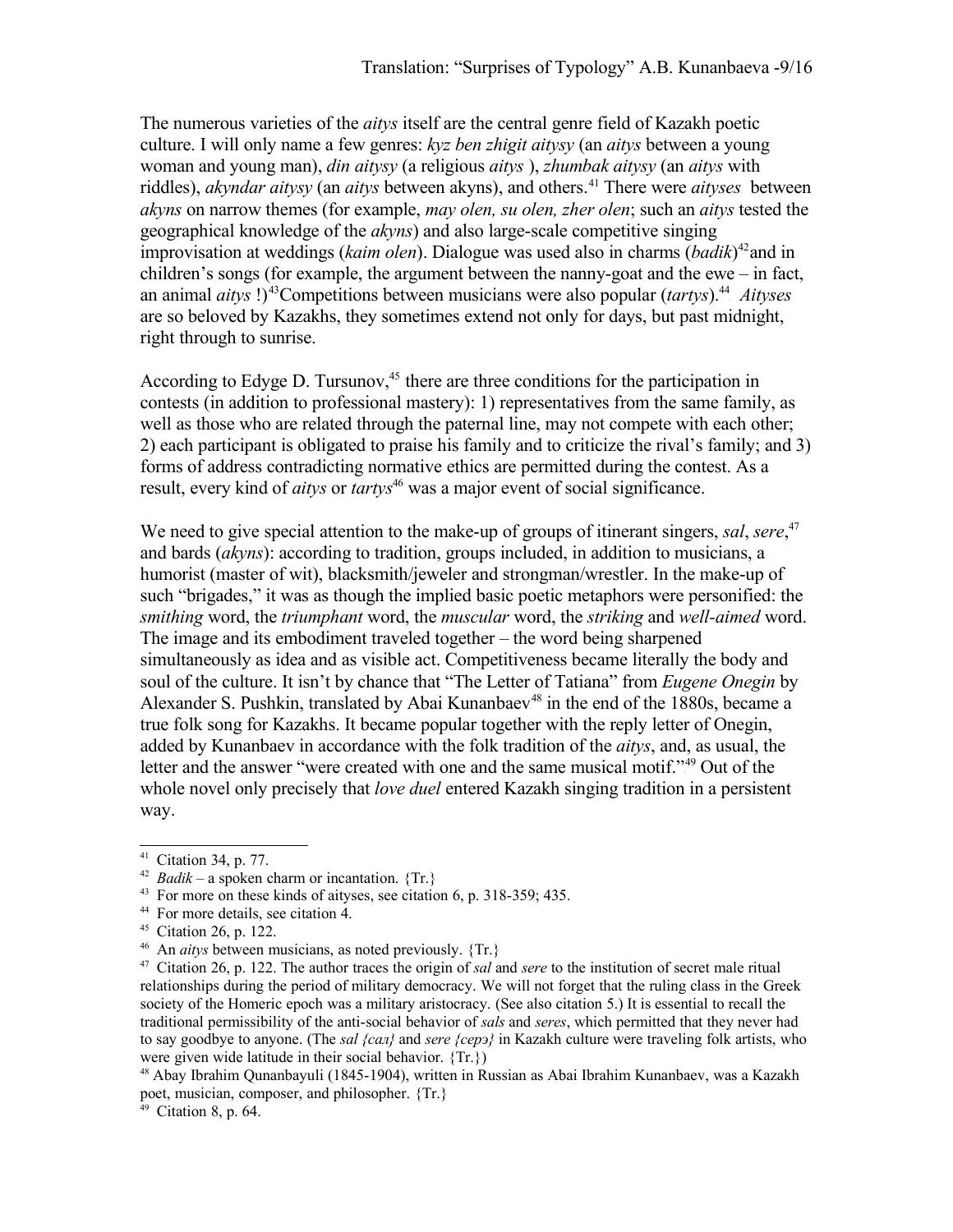The numerous varieties of the *aitys* itself are the central genre field of Kazakh poetic culture. I will only name a few genres: *kyz ben zhigit aitysy* (an *aitys* between a young woman and young man), *din aitysy* (a religious *aitys* ), *zhumbak aitysy* (an *aitys* with riddles), *akyndar aitysy* (an *aitys* between akyns), and others.[41] There were *aityses* between *akyns* on narrow themes (for example, *may olen, su olen, zher olen*; such an *aitys* tested the geographical knowledge of the *akyns*) and also large-scale competitive singing improvisation at weddings (*kaim olen*). Dialogue was used also in charms (*badik*)[42]and in children's songs (for example, the argument between the nanny-goat and the ewe – in fact, an animal *aitys* !)[43]Competitions between musicians were also popular (*tartys*).[44] *Aityses* are so beloved by Kazakhs, they sometimes extend not only for days, but past midnight, right through to sunrise.

According to Edyge D. Tursunov,[45] there are three conditions for the participation in contests (in addition to professional mastery): 1) representatives from the same family, as well as those who are related through the paternal line, may not compete with each other; 2) each participant is obligated to praise his family and to criticize the rival's family; and 3) forms of address contradicting normative ethics are permitted during the contest. As a result, every kind of *aitys* or *tartys*[46] was a major event of social significance.

We need to give special attention to the make-up of groups of itinerant singers, *sal*, *sere*,[47] and bards (*akyns*): according to tradition, groups included, in addition to musicians, a humorist (master of wit), blacksmith/jeweler and strongman/wrestler. In the make-up of such "brigades," it was as though the implied basic poetic metaphors were personified: the *smithing* word, the *triumphant* word, the *muscular* word, the *striking* and *well-aimed* word. The image and its embodiment traveled together – the word being sharpened simultaneously as idea and as visible act. Competitiveness became literally the body and soul of the culture. It isn't by chance that "The Letter of Tatiana" from *Eugene Onegin* by Alexander S. Pushkin, translated by Abai Kunanbaev[48] in the end of the 1880s, became a true folk song for Kazakhs. It became popular together with the reply letter of Onegin, added by Kunanbaev in accordance with the folk tradition of the *aitys*, and, as usual, the letter and the answer "were created with one and the same musical motif."[49] Out of the whole novel only precisely that *love duel* entered Kazakh singing tradition in a persistent way.

---

[41] Citation 34, p. 77.

[42] *Badik* – a spoken charm or incantation. {Tr.}

[43] For more on these kinds of aityses, see citation 6, p. 318-359; 435.

[44] For more details, see citation 4.

[45] Citation 26, p. 122.

[46] An *aitys* between musicians, as noted previously. {Tr.}

[47] Citation 26, p. 122. The author traces the origin of *sal* and *sere* to the institution of secret male ritual relationships during the period of military democracy. We will not forget that the ruling class in the Greek society of the Homeric epoch was a military aristocracy. (See also citation 5.) It is essential to recall the traditional permissibility of the anti-social behavior of *sals* and *seres*, which permitted that they never had to say goodbye to anyone. (The *sal {сал}* and *sere {серэ}* in Kazakh culture were traveling folk artists, who were given wide latitude in their social behavior. {Tr.})

[48] Abay Ibrahim Qunanbayuli (1845-1904), written in Russian as Abai Ibrahim Kunanbaev, was a Kazakh poet, musician, composer, and philosopher. {Tr.}

[49] Citation 8, p. 64.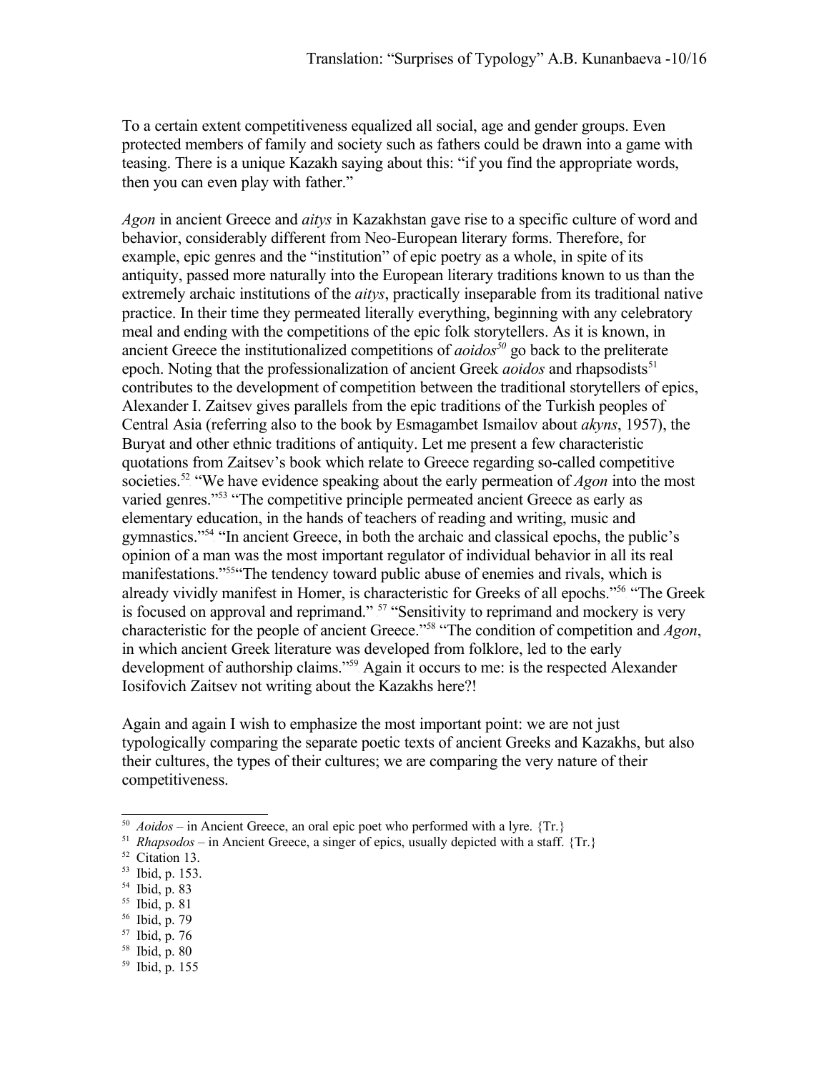To a certain extent competitiveness equalized all social, age and gender groups. Even protected members of family and society such as fathers could be drawn into a game with teasing. There is a unique Kazakh saying about this: "if you find the appropriate words, then you can even play with father."

*Agon* in ancient Greece and *aitys* in Kazakhstan gave rise to a specific culture of word and behavior, considerably different from Neo-European literary forms. Therefore, for example, epic genres and the "institution" of epic poetry as a whole, in spite of its antiquity, passed more naturally into the European literary traditions known to us than the extremely archaic institutions of the *aitys*, practically inseparable from its traditional native practice. In their time they permeated literally everything, beginning with any celebratory meal and ending with the competitions of the epic folk storytellers. As it is known, in ancient Greece the institutionalized competitions of *aoidos*[50] go back to the preliterate epoch. Noting that the professionalization of ancient Greek *aoidos* and rhapsodists[51] contributes to the development of competition between the traditional storytellers of epics, Alexander I. Zaitsev gives parallels from the epic traditions of the Turkish peoples of Central Asia (referring also to the book by Esmagambet Ismailov about *akyns*, 1957), the Buryat and other ethnic traditions of antiquity. Let me present a few characteristic quotations from Zaitsev's book which relate to Greece regarding so-called competitive societies.[52] "We have evidence speaking about the early permeation of *Agon* into the most varied genres."[53] "The competitive principle permeated ancient Greece as early as elementary education, in the hands of teachers of reading and writing, music and gymnastics."[54] "In ancient Greece, in both the archaic and classical epochs, the public's opinion of a man was the most important regulator of individual behavior in all its real manifestations."[55] "The tendency toward public abuse of enemies and rivals, which is already vividly manifest in Homer, is characteristic for Greeks of all epochs."[56] "The Greek is focused on approval and reprimand."[57] "Sensitivity to reprimand and mockery is very characteristic for the people of ancient Greece."[58] "The condition of competition and *Agon*, in which ancient Greek literature was developed from folklore, led to the early development of authorship claims."[59] Again it occurs to me: is the respected Alexander Iosifovich Zaitsev not writing about the Kazakhs here?!

Again and again I wish to emphasize the most important point: we are not just typologically comparing the separate poetic texts of ancient Greeks and Kazakhs, but also their cultures, the types of their cultures; we are comparing the very nature of their competitiveness.

---

[50] *Aoidos* – in Ancient Greece, an oral epic poet who performed with a lyre. {Tr.}

[51] *Rhapsodos* – in Ancient Greece, a singer of epics, usually depicted with a staff. {Tr.}

[52] Citation 13.

[53] Ibid, p. 153.

[54] Ibid, p. 83

[55] Ibid, p. 81

[56] Ibid, p. 79

[57] Ibid, p. 76

[58] Ibid, p. 80

[59] Ibid, p. 155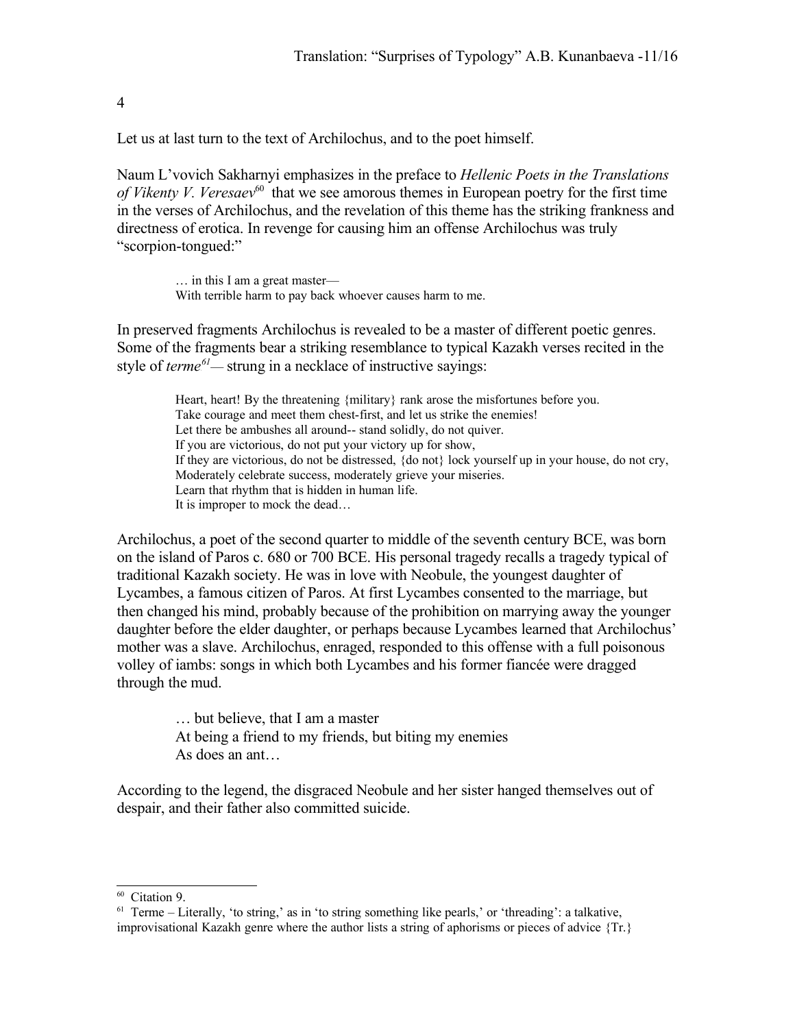4

Let us at last turn to the text of Archilochus, and to the poet himself.

Naum L'vovich Sakharnyi emphasizes in the preface to *Hellenic Poets in the Translations of Vikenty V. Veresaev*[60] that we see amorous themes in European poetry for the first time in the verses of Archilochus, and the revelation of this theme has the striking frankness and directness of erotica. In revenge for causing him an offense Archilochus was truly "scorpion-tongued:"

> … in this I am a great master—
> With terrible harm to pay back whoever causes harm to me.

In preserved fragments Archilochus is revealed to be a master of different poetic genres. Some of the fragments bear a striking resemblance to typical Kazakh verses recited in the style of *terme*[61]— strung in a necklace of instructive sayings:

> Heart, heart! By the threatening {military} rank arose the misfortunes before you.
> Take courage and meet them chest-first, and let us strike the enemies!
> Let there be ambushes all around-- stand solidly, do not quiver.
> If you are victorious, do not put your victory up for show,
> If they are victorious, do not be distressed, {do not} lock yourself up in your house, do not cry,
> Moderately celebrate success, moderately grieve your miseries.
> Learn that rhythm that is hidden in human life.
> It is improper to mock the dead…

Archilochus, a poet of the second quarter to middle of the seventh century BCE, was born on the island of Paros c. 680 or 700 BCE. His personal tragedy recalls a tragedy typical of traditional Kazakh society. He was in love with Neobule, the youngest daughter of Lycambes, a famous citizen of Paros. At first Lycambes consented to the marriage, but then changed his mind, probably because of the prohibition on marrying away the younger daughter before the elder daughter, or perhaps because Lycambes learned that Archilochus' mother was a slave. Archilochus, enraged, responded to this offense with a full poisonous volley of iambs: songs in which both Lycambes and his former fiancée were dragged through the mud.

> … but believe, that I am a master
> At being a friend to my friends, but biting my enemies
> As does an ant…

According to the legend, the disgraced Neobule and her sister hanged themselves out of despair, and their father also committed suicide.

---

[60] Citation 9.

[61] Terme – Literally, 'to string,' as in 'to string something like pearls,' or 'threading': a talkative, improvisational Kazakh genre where the author lists a string of aphorisms or pieces of advice {Tr.}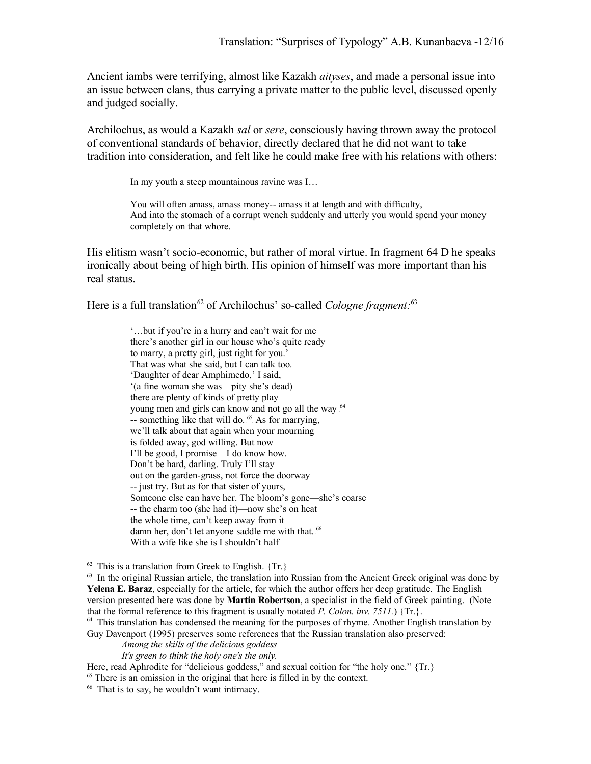Ancient iambs were terrifying, almost like Kazakh *aityses*, and made a personal issue into an issue between clans, thus carrying a private matter to the public level, discussed openly and judged socially.

Archilochus, as would a Kazakh *sal* or *sere*, consciously having thrown away the protocol of conventional standards of behavior, directly declared that he did not want to take tradition into consideration, and felt like he could make free with his relations with others:

> In my youth a steep mountainous ravine was I…
>
> You will often amass, amass money-- amass it at length and with difficulty,
> And into the stomach of a corrupt wench suddenly and utterly you would spend your money completely on that whore.

His elitism wasn't socio-economic, but rather of moral virtue. In fragment 64 D he speaks ironically about being of high birth. His opinion of himself was more important than his real status.

Here is a full translation[62] of Archilochus' so-called *Cologne fragment*:[63]

> '…but if you're in a hurry and can't wait for me
> there's another girl in our house who's quite ready
> to marry, a pretty girl, just right for you.'
> That was what she said, but I can talk too.
> 'Daughter of dear Amphimedo,' I said,
> '(a fine woman she was—pity she's dead)
> there are plenty of kinds of pretty play
> young men and girls can know and not go all the way [64]
> -- something like that will do. [65] As for marrying,
> we'll talk about that again when your mourning
> is folded away, god willing. But now
> I'll be good, I promise—I do know how.
> Don't be hard, darling. Truly I'll stay
> out on the garden-grass, not force the doorway
> -- just try. But as for that sister of yours,
> Someone else can have her. The bloom's gone—she's coarse
> -- the charm too (she had it)—now she's on heat
> the whole time, can't keep away from it—
> damn her, don't let anyone saddle me with that. [66]
> With a wife like she is I shouldn't half

---

[62] This is a translation from Greek to English. {Tr.}

[63] In the original Russian article, the translation into Russian from the Ancient Greek original was done by **Yelena E. Baraz**, especially for the article, for which the author offers her deep gratitude. The English version presented here was done by **Martin Robertson**, a specialist in the field of Greek painting. (Note that the formal reference to this fragment is usually notated *P. Colon. inv. 7511.*) {Tr.}.

[64] This translation has condensed the meaning for the purposes of rhyme. Another English translation by Guy Davenport (1995) preserves some references that the Russian translation also preserved:

> *Among the skills of the delicious goddess*
> *It's green to think the holy one's the only.*

Here, read Aphrodite for "delicious goddess," and sexual coition for "the holy one." {Tr.}

[65] There is an omission in the original that here is filled in by the context.

[66] That is to say, he wouldn't want intimacy.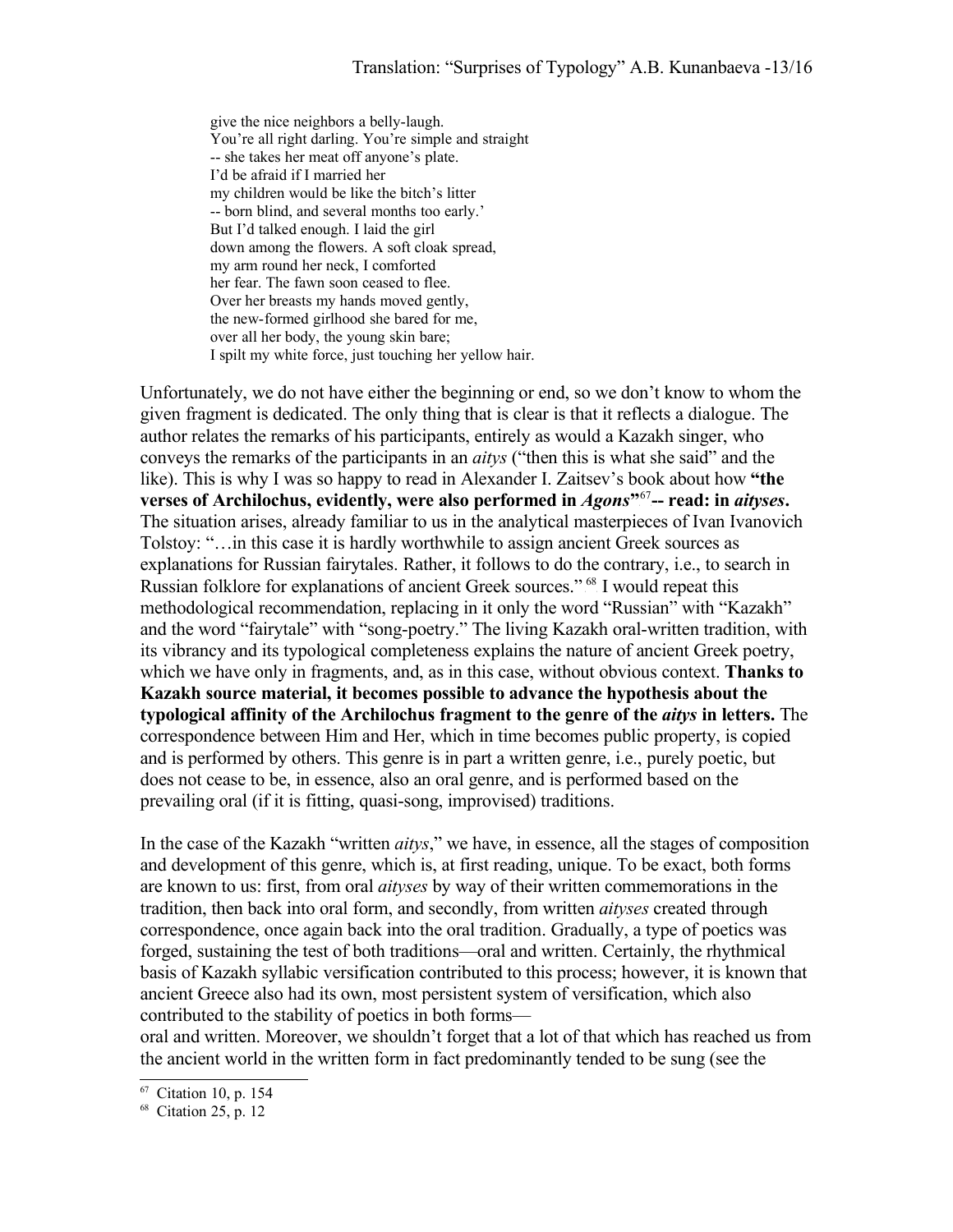> give the nice neighbors a belly-laugh.
> You're all right darling. You're simple and straight
> -- she takes her meat off anyone's plate.
> I'd be afraid if I married her
> my children would be like the bitch's litter
> -- born blind, and several months too early.'
> But I'd talked enough. I laid the girl
> down among the flowers. A soft cloak spread,
> my arm round her neck, I comforted
> her fear. The fawn soon ceased to flee.
> Over her breasts my hands moved gently,
> the new-formed girlhood she bared for me,
> over all her body, the young skin bare;
> I spilt my white force, just touching her yellow hair.

Unfortunately, we do not have either the beginning or end, so we don't know to whom the given fragment is dedicated. The only thing that is clear is that it reflects a dialogue. The author relates the remarks of his participants, entirely as would a Kazakh singer, who conveys the remarks of the participants in an *aitys* ("then this is what she said" and the like). This is why I was so happy to read in Alexander I. Zaitsev's book about how **"the verses of Archilochus, evidently, were also performed in *Agons*"**[67] **-- read: in *aityses*.** The situation arises, already familiar to us in the analytical masterpieces of Ivan Ivanovich Tolstoy: "…in this case it is hardly worthwhile to assign ancient Greek sources as explanations for Russian fairytales. Rather, it follows to do the contrary, i.e., to search in Russian folklore for explanations of ancient Greek sources."[68] I would repeat this methodological recommendation, replacing in it only the word "Russian" with "Kazakh" and the word "fairytale" with "song-poetry." The living Kazakh oral-written tradition, with its vibrancy and its typological completeness explains the nature of ancient Greek poetry, which we have only in fragments, and, as in this case, without obvious context. **Thanks to Kazakh source material, it becomes possible to advance the hypothesis about the typological affinity of the Archilochus fragment to the genre of the *aitys* in letters.** The correspondence between Him and Her, which in time becomes public property, is copied and is performed by others. This genre is in part a written genre, i.e., purely poetic, but does not cease to be, in essence, also an oral genre, and is performed based on the prevailing oral (if it is fitting, quasi-song, improvised) traditions.

In the case of the Kazakh "written *aitys*," we have, in essence, all the stages of composition and development of this genre, which is, at first reading, unique. To be exact, both forms are known to us: first, from oral *aityses* by way of their written commemorations in the tradition, then back into oral form, and secondly, from written *aityses* created through correspondence, once again back into the oral tradition. Gradually, a type of poetics was forged, sustaining the test of both traditions—oral and written. Certainly, the rhythmical basis of Kazakh syllabic versification contributed to this process; however, it is known that ancient Greece also had its own, most persistent system of versification, which also contributed to the stability of poetics in both forms—
oral and written. Moreover, we shouldn't forget that a lot of that which has reached us from the ancient world in the written form in fact predominantly tended to be sung (see the

---

[67] Citation 10, p. 154

[68] Citation 25, p. 12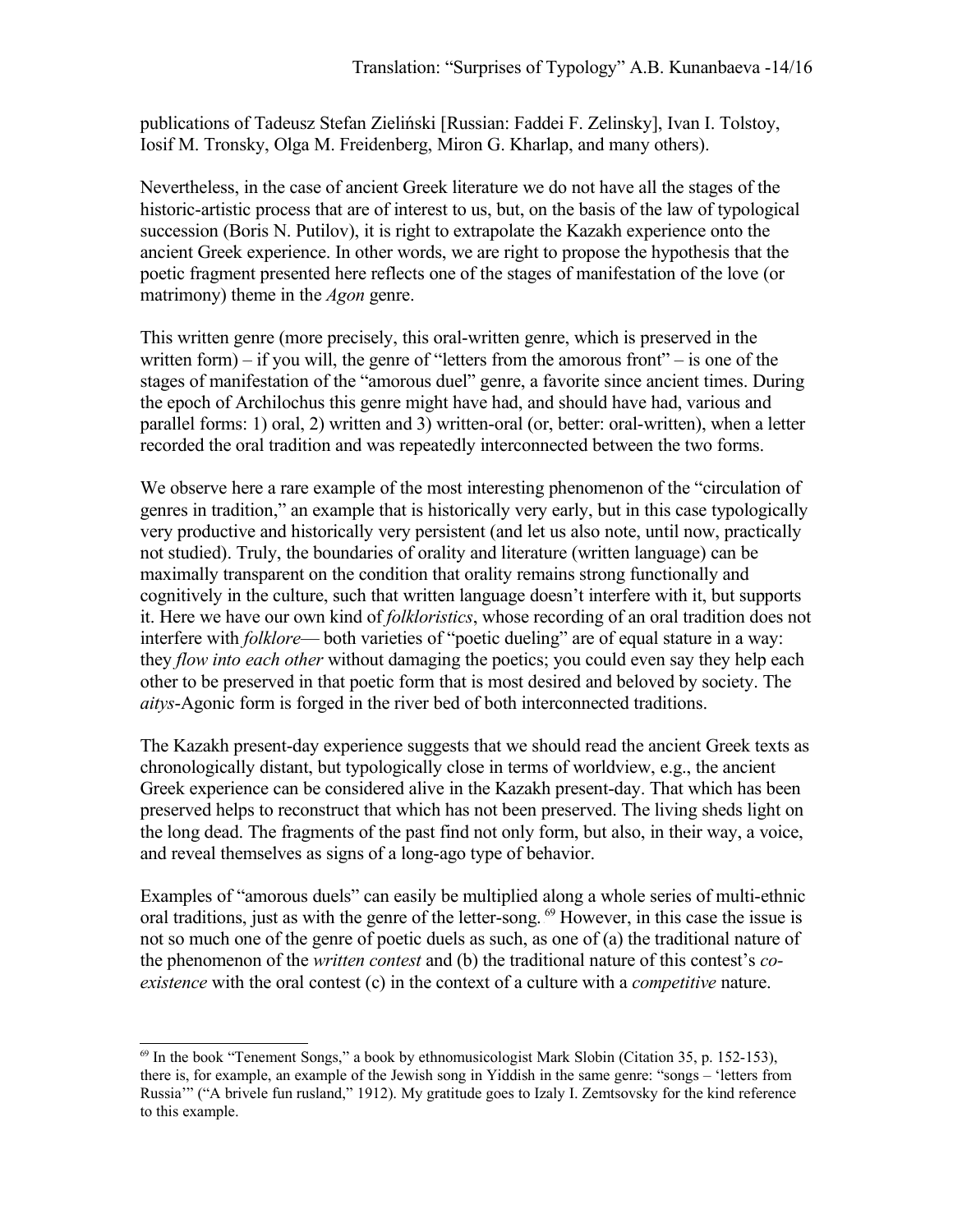publications of Tadeusz Stefan Zieliński [Russian: Faddei F. Zelinsky], Ivan I. Tolstoy, Iosif M. Tronsky, Olga M. Freidenberg, Miron G. Kharlap, and many others).

Nevertheless, in the case of ancient Greek literature we do not have all the stages of the historic-artistic process that are of interest to us, but, on the basis of the law of typological succession (Boris N. Putilov), it is right to extrapolate the Kazakh experience onto the ancient Greek experience. In other words, we are right to propose the hypothesis that the poetic fragment presented here reflects one of the stages of manifestation of the love (or matrimony) theme in the *Agon* genre.

This written genre (more precisely, this oral-written genre, which is preserved in the written form) – if you will, the genre of "letters from the amorous front" – is one of the stages of manifestation of the "amorous duel" genre, a favorite since ancient times. During the epoch of Archilochus this genre might have had, and should have had, various and parallel forms: 1) oral, 2) written and 3) written-oral (or, better: oral-written), when a letter recorded the oral tradition and was repeatedly interconnected between the two forms.

We observe here a rare example of the most interesting phenomenon of the "circulation of genres in tradition," an example that is historically very early, but in this case typologically very productive and historically very persistent (and let us also note, until now, practically not studied). Truly, the boundaries of orality and literature (written language) can be maximally transparent on the condition that orality remains strong functionally and cognitively in the culture, such that written language doesn't interfere with it, but supports it. Here we have our own kind of *folkloristics*, whose recording of an oral tradition does not interfere with *folklore*— both varieties of "poetic dueling" are of equal stature in a way: they *flow into each other* without damaging the poetics; you could even say they help each other to be preserved in that poetic form that is most desired and beloved by society. The *aitys*-Agonic form is forged in the river bed of both interconnected traditions.

The Kazakh present-day experience suggests that we should read the ancient Greek texts as chronologically distant, but typologically close in terms of worldview, e.g., the ancient Greek experience can be considered alive in the Kazakh present-day. That which has been preserved helps to reconstruct that which has not been preserved. The living sheds light on the long dead. The fragments of the past find not only form, but also, in their way, a voice, and reveal themselves as signs of a long-ago type of behavior.

Examples of "amorous duels" can easily be multiplied along a whole series of multi-ethnic oral traditions, just as with the genre of the letter-song. [69] However, in this case the issue is not so much one of the genre of poetic duels as such, as one of (a) the traditional nature of the phenomenon of the *written contest* and (b) the traditional nature of this contest's *co-existence* with the oral contest (c) in the context of a culture with a *competitive* nature.

---

[69] In the book "Tenement Songs," a book by ethnomusicologist Mark Slobin (Citation 35, p. 152-153), there is, for example, an example of the Jewish song in Yiddish in the same genre: "songs – 'letters from Russia'" ("A brivele fun rusland," 1912). My gratitude goes to Izaly I. Zemtsovsky for the kind reference to this example.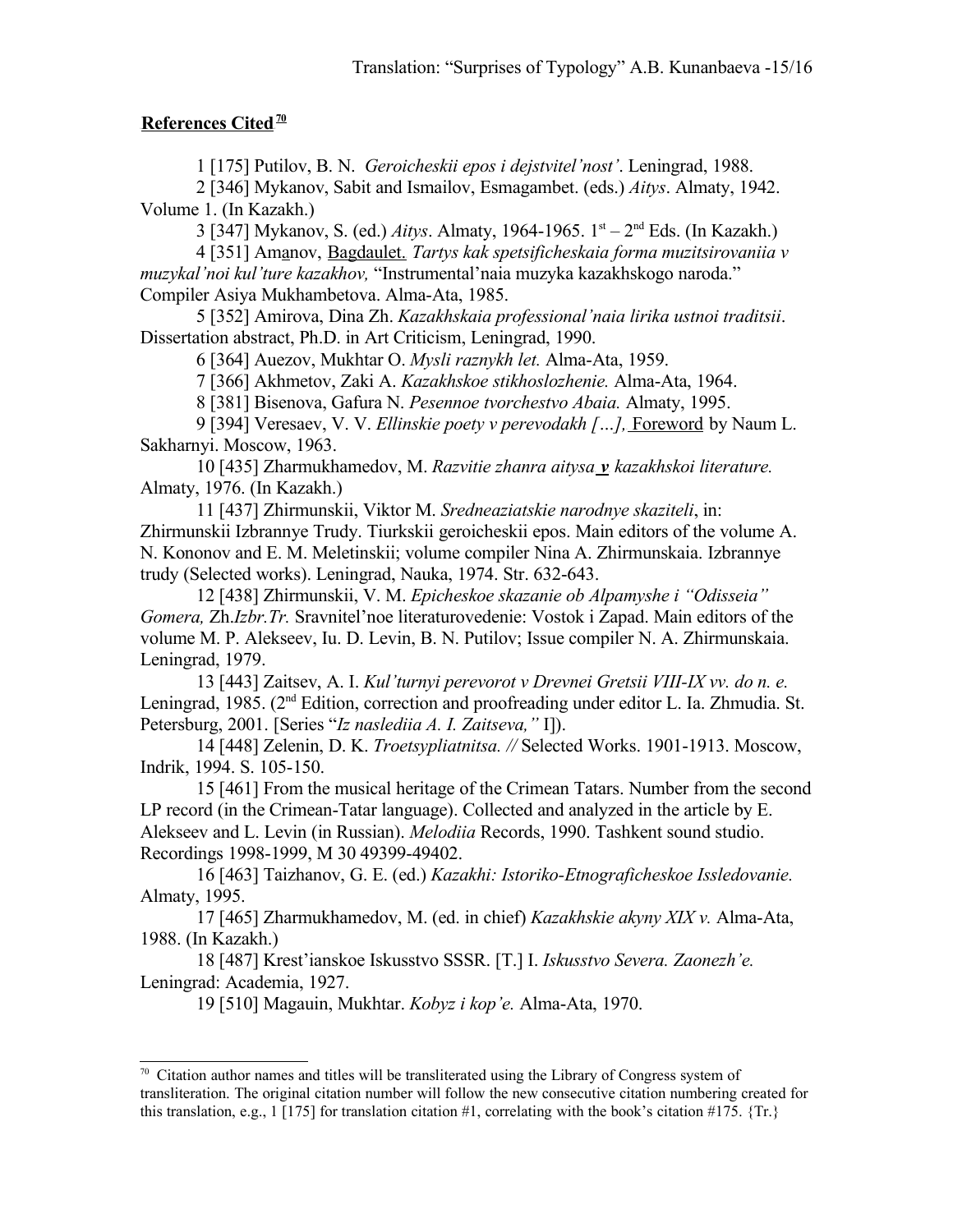## **References Cited** [70]

1 [175] Putilov, B. N. *Geroicheskii epos i dejstvitel'nost'*. Leningrad, 1988.

2 [346] Mykanov, Sabit and Ismailov, Esmagambet. (eds.) *Aitys*. Almaty, 1942. Volume 1. (In Kazakh.)

3 [347] Mykanov, S. (ed.) *Aitys*. Almaty, 1964-1965. 1st – 2nd Eds. (In Kazakh.)

4 [351] Amanov, Bagdaulet. *Tartys kak spetsificheskaia forma muzitsirovaniia v muzykal'noi kul'ture kazakhov,* "Instrumental'naia muzyka kazakhskogo naroda." Compiler Asiya Mukhambetova. Alma-Ata, 1985.

5 [352] Amirova, Dina Zh. *Kazakhskaia professional'naia lirika ustnoi traditsii*. Dissertation abstract, Ph.D. in Art Criticism, Leningrad, 1990.

6 [364] Auezov, Mukhtar O. *Mysli raznykh let.* Alma-Ata, 1959.

7 [366] Akhmetov, Zaki A. *Kazakhskoe stikhoslozhenie.* Alma-Ata, 1964.

8 [381] Bisenova, Gafura N. *Pesennoe tvorchestvo Abaia.* Almaty, 1995.

9 [394] Veresaev, V. V. *Ellinskie poety v perevodakh […],* Foreword by Naum L. Sakharnyi. Moscow, 1963.

10 [435] Zharmukhamedov, M. *Razvitie zhanra aitysa* ***v*** *kazakhskoi literature.* Almaty, 1976. (In Kazakh.)

11 [437] Zhirmunskii, Viktor M. *Sredneaziatskie narodnye skaziteli*, in: Zhirmunskii Izbrannye Trudy. Tiurkskii geroicheskii epos. Main editors of the volume A. N. Kononov and E. M. Meletinskii; volume compiler Nina A. Zhirmunskaia. Izbrannye trudy (Selected works). Leningrad, Nauka, 1974. Str. 632-643.

12 [438] Zhirmunskii, V. M. *Epicheskoe skazanie ob Alpamyshe i "Odisseia" Gomera,* Zh.*Izbr.Tr.* Sravnitel'noe literaturovedenie: Vostok i Zapad. Main editors of the volume M. P. Alekseev, Iu. D. Levin, B. N. Putilov; Issue compiler N. A. Zhirmunskaia. Leningrad, 1979.

13 [443] Zaitsev, A. I. *Kul'turnyi perevorot v Drevnei Gretsii VIII-IX vv. do n. e.* Leningrad, 1985. (2nd Edition, correction and proofreading under editor L. Ia. Zhmudia. St. Petersburg, 2001. [Series "*Iz naslediia A. I. Zaitseva,"* I]).

14 [448] Zelenin, D. K. *Troetsypliatnitsa. //* Selected Works. 1901-1913. Moscow, Indrik, 1994. S. 105-150.

15 [461] From the musical heritage of the Crimean Tatars. Number from the second LP record (in the Crimean-Tatar language). Collected and analyzed in the article by E. Alekseev and L. Levin (in Russian). *Melodiia* Records, 1990. Tashkent sound studio. Recordings 1998-1999, M 30 49399-49402.

16 [463] Taizhanov, G. E. (ed.) *Kazakhi: Istoriko-Etnograficheskoe Issledovanie.* Almaty, 1995.

17 [465] Zharmukhamedov, M. (ed. in chief) *Kazakhskie akyny XIX v.* Alma-Ata, 1988. (In Kazakh.)

18 [487] Krest'ianskoe Iskusstvo SSSR. [T.] I. *Iskusstvo Severa. Zaonezh'e.* Leningrad: Academia, 1927.

19 [510] Magauin, Mukhtar. *Kobyz i kop'e.* Alma-Ata, 1970.

---

[70] Citation author names and titles will be transliterated using the Library of Congress system of transliteration. The original citation number will follow the new consecutive citation numbering created for this translation, e.g., 1 [175] for translation citation #1, correlating with the book's citation #175. {Tr.}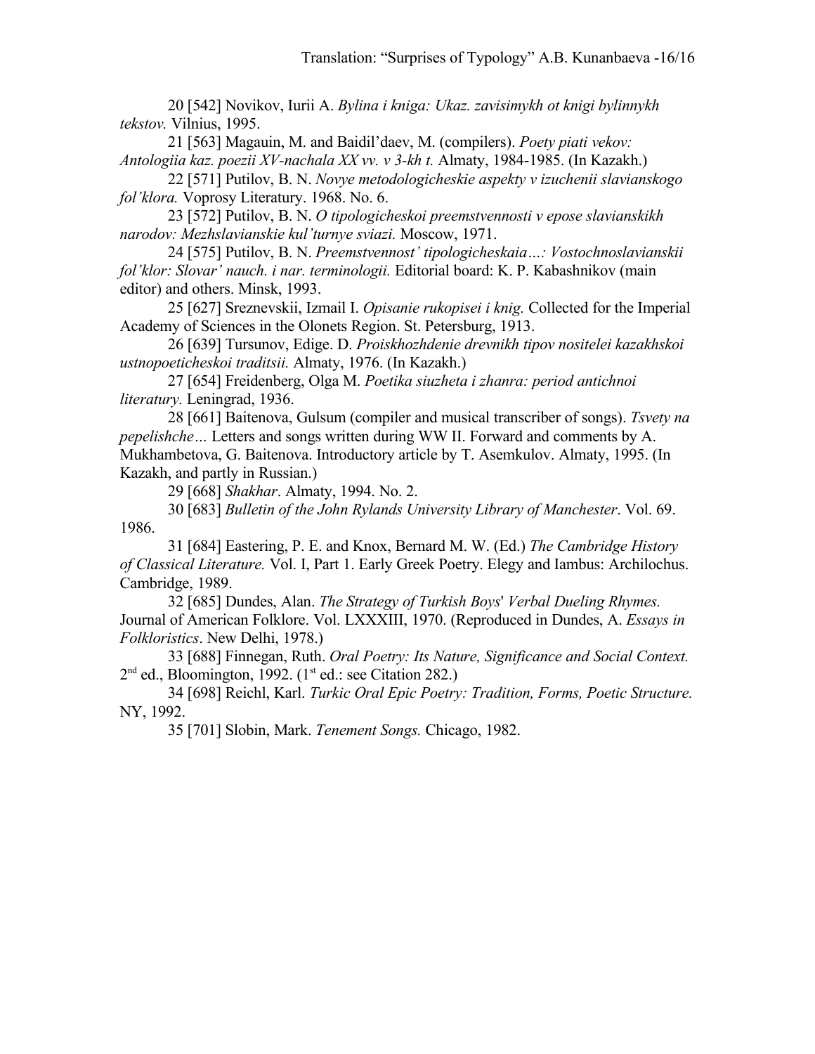20 [542] Novikov, Iurii A. *Bylina i kniga: Ukaz. zavisimykh ot knigi bylinnykh tekstov.* Vilnius, 1995.

21 [563] Magauin, M. and Baidil'daev, M. (compilers). *Poety piati vekov: Antologiia kaz. poezii XV-nachala XX vv. v 3-kh t.* Almaty, 1984-1985. (In Kazakh.)

22 [571] Putilov, B. N. *Novye metodologicheskie aspekty v izuchenii slavianskogo fol'klora.* Voprosy Literatury. 1968. No. 6.

23 [572] Putilov, B. N. *O tipologicheskoi preemstvennosti v epose slavianskikh narodov: Mezhslavianskie kul'turnye sviazi.* Moscow, 1971.

24 [575] Putilov, B. N. *Preemstvennost' tipologicheskaia…: Vostochnoslavianskii fol'klor: Slovar' nauch. i nar. terminologii.* Editorial board: K. P. Kabashnikov (main editor) and others. Minsk, 1993.

25 [627] Sreznevskii, Izmail I. *Opisanie rukopisei i knig.* Collected for the Imperial Academy of Sciences in the Olonets Region. St. Petersburg, 1913.

26 [639] Tursunov, Edige. D. *Proiskhozhdenie drevnikh tipov nositelei kazakhskoi ustnopoeticheskoi traditsii.* Almaty, 1976. (In Kazakh.)

27 [654] Freidenberg, Olga M. *Poetika siuzheta i zhanra: period antichnoi literatury.* Leningrad, 1936.

28 [661] Baitenova, Gulsum (compiler and musical transcriber of songs). *Tsvety na pepelishche…* Letters and songs written during WW II. Forward and comments by A. Mukhambetova, G. Baitenova. Introductory article by T. Asemkulov. Almaty, 1995. (In Kazakh, and partly in Russian.)

29 [668] *Shakhar*. Almaty, 1994. No. 2.

30 [683] *Bulletin of the John Rylands University Library of Manchester*. Vol. 69. 1986.

31 [684] Eastering, P. E. and Knox, Bernard M. W. (Ed.) *The Cambridge History of Classical Literature.* Vol. I, Part 1. Early Greek Poetry. Elegy and Iambus: Archilochus. Cambridge, 1989.

32 [685] Dundes, Alan. *The Strategy of Turkish Boys' Verbal Dueling Rhymes.* Journal of American Folklore. Vol. LXXXIII, 1970. (Reproduced in Dundes, A. *Essays in Folkloristics*. New Delhi, 1978.)

33 [688] Finnegan, Ruth. *Oral Poetry: Its Nature, Significance and Social Context.* 2nd ed., Bloomington, 1992. (1st ed.: see Citation 282.)

34 [698] Reichl, Karl. *Turkic Oral Epic Poetry: Tradition, Forms, Poetic Structure.* NY, 1992.

35 [701] Slobin, Mark. *Tenement Songs.* Chicago, 1982.